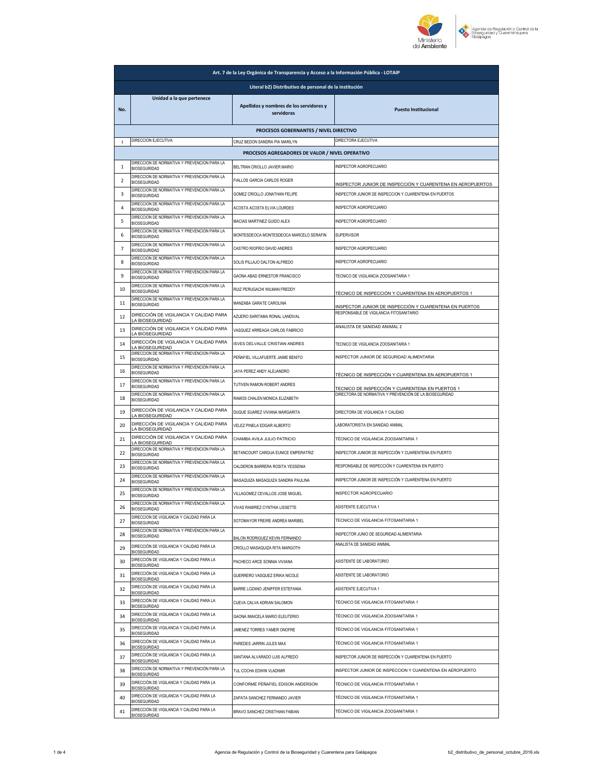| No. | Unidad a la que pertenece | Apellidos y nombres de los servidores y servidoras | Puesto Institucional |
|---|---|---|---|
| Art. 7 de la Ley Orgánica de Transparencia y Acceso a la Información Pública - LOTAIP | | | |
| Literal b2) Distributivo de personal de la institución | | | |
| PROCESOS GOBERNANTES / NIVEL DIRECTIVO | | | |
| 1 | DIRECCION EJECUTIVA | CRUZ BEDON SANDRA PIA MARILYN | DIRECTORA EJECUTIVA |
| PROCESOS AGREGADORES DE VALOR / NIVEL OPERATIVO | | | |
| 1 | DIRECCION DE NORMATIVA Y PREVENCION PARA LA BIOSEGURIDAD | BELTRAN CRIOLLO JAVIER MARIO | INSPECTOR AGROPECUARIO |
| 2 | DIRECCION DE NORMATIVA Y PREVENCION PARA LA BIOSEGURIDAD | FIALLOS GARCIA CARLOS ROGER | INSPECTOR JUNIOR DE INSPECCIÓN Y CUARENTENA EN AEROPUERTOS |
| 3 | DIRECCION DE NORMATIVA Y PREVENCION PARA LA BIOSEGURIDAD | GOMEZ CRIOLLO JONATHAN FELIPE | INSPECTOR JUNIOR DE INSPECCION Y CUARENTENA EN PUERTOS |
| 4 | DIRECCION DE NORMATIVA Y PREVENCION PARA LA BIOSEGURIDAD | ACOSTA ACOSTA ELVIA LOURDES | INSPECTOR AGROPECUARIO |
| 5 | DIRECCION DE NORMATIVA Y PREVENCION PARA LA BIOSEGURIDAD | MACIAS MARTINEZ GUIDO ALEX | INSPECTOR AGROPECUARIO |
| 6 | DIRECCION DE NORMATIVA Y PREVENCION PARA LA BIOSEGURIDAD | MONTESDEOCA MONTESDEOCA MARCELO SERAFIN | SUPERVISOR |
| 7 | DIRECCION DE NORMATIVA Y PREVENCION PARA LA BIOSEGURIDAD | CASTRO RIOFRIO DAVID ANDRES | INSPECTOR AGROPECUARIO |
| 8 | DIRECCION DE NORMATIVA Y PREVENCION PARA LA BIOSEGURIDAD | SOLIS PILLAJO DALTON ALFREDO | INSPECTOR AGROPECUARIO |
| 9 | DIRECCION DE NORMATIVA Y PREVENCION PARA LA BIOSEGURIDAD | GAONA ABAD ERNESTOR FRANCISCO | TECNICO DE VIGILANCIA ZOOSANITARIA 1 |
| 10 | DIRECCION DE NORMATIVA Y PREVENCION PARA LA BIOSEGURIDAD | RUIZ PERUGACHI WILMAN FREDDY | TÉCNICO DE INSPECCIÓN Y CUARENTENA EN AEROPUERTOS 1 |
| 11 | DIRECCION DE NORMATIVA Y PREVENCION PARA LA BIOSEGURIDAD | MANZABA GARATE CAROLINA | INSPECTOR JUNIOR DE INSPECCIÓN Y CUARENTENA EN PUERTOS |
| 12 | DIRECCIÓN DE VIGILANCIA Y CALIDAD PARA LA BIOSEGURIDAD | AZUERO SARITAMA RONAL LANDIVAL | RESPONSABLE DE VIGILANCIA FITOSANITARIO |
| 13 | DIRECCIÓN DE VIGILANCIA Y CALIDAD PARA LA BIOSEGURIDAD | VASQUEZ ARREAGA CARLOS FABRICIO | ANALISTA DE SANIDAD ANIMAL 2 |
| 14 | DIRECCIÓN DE VIGILANCIA Y CALIDAD PARA LA BIOSEGURIDAD | ISVES DELVALLE CRISTIAN ANDRES | TECNICO DE VIGILANCIA ZOOSANITARIA 1 |
| 15 | DIRECCION DE NORMATIVA Y PREVENCION PARA LA BIOSEGURIDAD | PEÑAFIEL VILLAFUERTE JAIME BENITO | INSPECTOR JUNIOR DE SEGURIDAD ALIMENTARIA |
| 16 | DIRECCION DE NORMATIVA Y PREVENCION PARA LA BIOSEGURIDAD | JAYA PEREZ ANDY ALEJANDRO | TÉCNICO DE INSPECCIÓN Y CUARENTENA EN AEROPUERTOS 1 |
| 17 | DIRECCION DE NORMATIVA Y PREVENCION PARA LA BIOSEGURIDAD | TUTIVEN RAMON ROBERT ANDRES | TECNICO DE INSPECCIÓN Y CUARENTENA EN PUERTOS 1 |
| 18 | DIRECCION DE NORMATIVA Y PREVENCION PARA LA BIOSEGURIDAD | RAMOS CHALEN MONICA ELIZABETH | DIRECTORA DE NORMATIVA Y PREVENCIÓN DE LA BIOSEGURIDAD |
| 19 | DIRECCIÓN DE VIGILANCIA Y CALIDAD PARA LA BIOSEGURIDAD | DUQUE SUAREZ VIVIANA MARGARITA | DIRECTORA DE VIGILANCIA Y CALIDAD |
| 20 | DIRECCIÓN DE VIGILANCIA Y CALIDAD PARA LA BIOSEGURIDAD | VELEZ PINELA EDGAR ALBERTO | LABORATORISTA EN SANIDAD ANIMAL |
| 21 | DIRECCIÓN DE VIGILANCIA Y CALIDAD PARA LA BIOSEGURIDAD | CHAMBA AVILA JULIO PATRICIO | TÉCNICO DE VIGILANCIA ZOOSANITARIA 1 |
| 22 | DIRECCION DE NORMATIVA Y PREVENCION PARA LA BIOSEGURIDAD | BETANCOURT CARGUA EUNICE EMPERATRIZ | INSPECTOR JUNIOR DE INSPECCIÓN Y CUARENTENA EN PUERTO |
| 23 | DIRECCION DE NORMATIVA Y PREVENCION PARA LA BIOSEGURIDAD | CALDERON BARRERA ROSITA YESSENIA | RESPONSABLE DE INSPECCIÓN Y CUARENTENA EN PUERTO |
| 24 | DIRECCION DE NORMATIVA Y PREVENCION PARA LA BIOSEGURIDAD | MASAQUIZA MASAQUIZA SANDRA PAULINA | INSPECTOR JUNIOR DE INSPECCIÓN Y CUARENTENA EN PUERTO |
| 25 | DIRECCION DE NORMATIVA Y PREVENCION PARA LA BIOSEGURIDAD | VILLAGOMEZ CEVALLOS JOSE MIGUEL | INSPECTOR AGROPECUARIO |
| 26 | DIRECCION DE NORMATIVA Y PREVENCION PARA LA BIOSEGURIDAD | VIVAS RAMIREZ CYNTHIA LISSETTE | ASISTENTE EJECUTIVA 1 |
| 27 | DIRECCION DE VIGILANCIA Y CALIDAD PARA LA BIOSEGURIDAD | SOTOMAYOR FREIRE ANDREA MARIBEL | TECNICO DE VIGILANCIA FITOSANITARIA 1 |
| 28 | DIRECCION DE NORMATIVA Y PREVENCION PARA LA BIOSEGURIDAD | BALON RODRIGUEZ KEVIN FERNANDO | INSPECTOR JUNIO DE SEGURIDAD ALIMENTARIA |
| 29 | DIRECCIÓN DE VIGILANCIA Y CALIDAD PARA LA BIOSEGURIDAD | CRIOLLO MASAQUIZA RITA MARGOTH | ANALISTA DE SANIDAD ANIMAL |
| 30 | DIRECCIÓN DE VIGILANCIA Y CALIDAD PARA LA BIOSEGURIDAD | PACHECO ARCE SONNIA VIVIANA | ASISTENTE DE LABORATORIO |
| 31 | DIRECCIÓN DE VIGILANCIA Y CALIDAD PARA LA BIOSEGURIDAD | GUERRERO VASQUEZ ERIKA NICOLE | ASISTENTE DE LABORATORIO |
| 32 | DIRECCIÓN DE VIGILANCIA Y CALIDAD PARA LA BIOSEGURIDAD | BARRE LOZANO JENIFFER ESTEFANIA | ASISTENTE EJECUTIVA 1 |
| 33 | DIRECCIÓN DE VIGILANCIA Y CALIDAD PARA LA BIOSEGURIDAD | CUEVA CALVA ADRIAN SALOMON | TÉCNICO DE VIGILANCIA FITOSANITARIA 1 |
| 34 | DIRECCIÓN DE VIGILANCIA Y CALIDAD PARA LA BIOSEGURIDAD | GAONA IMAICELA MARIO ELEUTERIO | TÉCNICO DE VIGILANCIA ZOOSANITARIA 1 |
| 35 | DIRECCIÓN DE VIGILANCIA Y CALIDAD PARA LA BIOSEGURIDAD | JIMENEZ TORRES YAMER ONOFRE | TÉCNICO DE VIGILANCIA FITOSANITARIA 1 |
| 36 | DIRECCIÓN DE VIGILANCIA Y CALIDAD PARA LA BIOSEGURIDAD | PAREDES JARRIN JULES MAX | TÉCNICO DE VIGILANCIA FITOSANITARIA 1 |
| 37 | DIRECCIÓN DE VIGILANCIA Y CALIDAD PARA LA BIOSEGURIDAD | SANTANA ALVARADO LUIS ALFREDO | INSPECTOR JUNIOR DE INSPECCIÓN Y CUARENTENA EN PUERTO |
| 38 | DIRECCIÓN DE NORMATIVA Y PREVENCIÓN PARA LA BIOSEGURIDAD | TUL COCHA EDWIN VLADIMIR | INSPECTOR JUNIOR DE INSPECCION Y CUARENTENA EN AEROPUERTO |
| 39 | DIRECCIÓN DE VIGILANCIA Y CALIDAD PARA LA BIOSEGURIDAD | CONFORME PEÑAFIEL EDISON ANDERSON | TÉCNICO DE VIGILANCIA FITOSANITARIA 1 |
| 40 | DIRECCIÓN DE VIGILANCIA Y CALIDAD PARA LA BIOSEGURIDAD | ZAPATA SANCHEZ FERNANDO JAVIER | TÉCNICO DE VIGILANCIA FITOSANITARIA 1 |
| 41 | DIRECCIÓN DE VIGILANCIA Y CALIDAD PARA LA BIOSEGURIDAD | BRAVO SANCHEZ CRISTHIAN FABIAN | TÉCNICO DE VIGILANCIA ZOOSANITARIA 1 |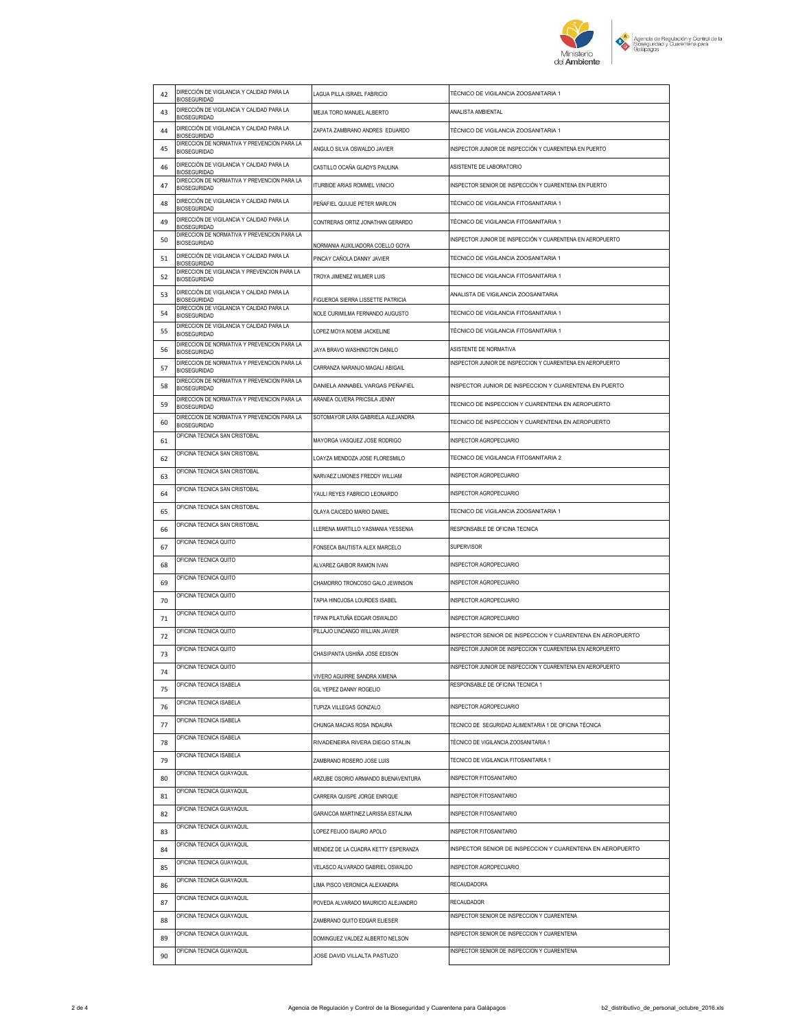| | | | |
|---|---|---|---|
| 42 | DIRECCIÓN DE VIGILANCIA Y CALIDAD PARA LA BIOSEGURIDAD | LAGUA PILLA ISRAEL FABRICIO | TÉCNICO DE VIGILANCIA ZOOSANITARIA 1 |
| 43 | DIRECCIÓN DE VIGILANCIA Y CALIDAD PARA LA BIOSEGURIDAD | MEJIA TORO MANUEL ALBERTO | ANALISTA AMBIENTAL |
| 44 | DIRECCIÓN DE VIGILANCIA Y CALIDAD PARA LA BIOSEGURIDAD | ZAPATA ZAMBRANO ANDRES EDUARDO | TÉCNICO DE VIGILANCIA ZOOSANITARIA 1 |
| 45 | DIRECCION DE NORMATIVA Y PREVENCION PARA LA BIOSEGURIDAD | ANGULO SILVA OSWALDO JAVIER | INSPECTOR JUNIOR DE INSPECCIÓN Y CUARENTENA EN PUERTO |
| 46 | DIRECCIÓN DE VIGILANCIA Y CALIDAD PARA LA BIOSEGURIDAD | CASTILLO OCAÑA GLADYS PAULINA | ASISTENTE DE LABORATORIO |
| 47 | DIRECCION DE NORMATIVA Y PREVENCION PARA LA BIOSEGURIDAD | ITURBIDE ARIAS ROMMEL VINICIO | INSPECTOR SENIOR DE INSPECCIÓN Y CUARENTENA EN PUERTO |
| 48 | DIRECCIÓN DE VIGILANCIA Y CALIDAD PARA LA BIOSEGURIDAD | PEÑAFIEL QUIJIJE PETER MARLON | TÉCNICO DE VIGILANCIA FITOSANITARIA 1 |
| 49 | DIRECCIÓN DE VIGILANCIA Y CALIDAD PARA LA BIOSEGURIDAD | CONTRERAS ORTIZ JONATHAN GERARDO | TÉCNICO DE VIGILANCIA FITOSANITARIA 1 |
| 50 | DIRECCION DE NORMATIVA Y PREVENCION PARA LA BIOSEGURIDAD | NORMANIA AUXILIADORA COELLO GOYA | INSPECTOR JUNIOR DE INSPECCIÓN Y CUARENTENA EN AEROPUERTO |
| 51 | DIRECCIÓN DE VIGILANCIA Y CALIDAD PARA LA BIOSEGURIDAD | PINCAY CAÑOLA DANNY JAVIER | TECNICO DE VIGILANCIA ZOOSANITARIA 1 |
| 52 | DIRECCION DE VIGILANCIA Y PREVENCION PARA LA BIOSEGURIDAD | TROYA JIMENEZ WILMER LUIS | TECNICO DE VIGILANCIA FITOSANITARIA 1 |
| 53 | DIRECCIÓN DE VIGILANCIA Y CALIDAD PARA LA BIOSEGURIDAD | FIGUEROA SIERRA LISSETTE PATRICIA | ANALISTA DE VIGILANCIA ZOOSANITARIA |
| 54 | DIRECCION DE VIGILANCIA Y CALIDAD PARA LA BIOSEGURIDAD | NOLE CURIMILMA FERNANDO AUGUSTO | TECNICO DE VIGILANCIA FITOSANITARIA 1 |
| 55 | DIRECCION DE VIGILANCIA Y CALIDAD PARA LA BIOSEGURIDAD | LOPEZ MOYA NOEMI JACKELINE | TÉCNICO DE VIGILANCIA FITOSANITARIA 1 |
| 56 | DIRECCION DE NORMATIVA Y PREVENCION PARA LA BIOSEGURIDAD | JAYA BRAVO WASHINGTON DANILO | ASISTENTE DE NORMATIVA |
| 57 | DIRECCION DE NORMATIVA Y PREVENCION PARA LA BIOSEGURIDAD | CARRANZA NARANJO MAGALI ABIGAIL | INSPECTOR JUNIOR DE INSPECCION Y CUARENTENA EN AEROPUERTO |
| 58 | DIRECCION DE NORMATIVA Y PREVENCION PARA LA BIOSEGURIDAD | DANIELA ANNABEL VARGAS PEÑAFIEL | INSPECTOR JUNIOR DE INSPECCION Y CUARENTENA EN PUERTO |
| 59 | DIRECCION DE NORMATIVA Y PREVENCION PARA LA BIOSEGURIDAD | ARANEA OLVERA PRICSILA JENNY | TECNICO DE INSPECCION Y CUARENTENA EN AEROPUERTO |
| 60 | DIRECCION DE NORMATIVA Y PREVENCION PARA LA BIOSEGURIDAD | SOTOMAYOR LARA GABRIELA ALEJANDRA | TECNICO DE INSPECCION Y CUARENTENA EN AEROPUERTO |
| 61 | OFICINA TECNICA SAN CRISTOBAL | MAYORGA VASQUEZ JOSE RODRIGO | INSPECTOR AGROPECUARIO |
| 62 | OFICINA TECNICA SAN CRISTOBAL | LOAYZA MENDOZA JOSE FLORESMILO | TECNICO DE VIGILANCIA FITOSANITARIA 2 |
| 63 | OFICINA TECNICA SAN CRISTOBAL | NARVAEZ LIMONES FREDDY WILLIAM | INSPECTOR AGROPECUARIO |
| 64 | OFICINA TECNICA SAN CRISTOBAL | YAULI REYES FABRICIO LEONARDO | INSPECTOR AGROPECUARIO |
| 65 | OFICINA TECNICA SAN CRISTOBAL | OLAYA CAICEDO MARIO DANIEL | TECNICO DE VIGILANCIA ZOOSANITARIA 1 |
| 66 | OFICINA TECNICA SAN CRISTOBAL | LLERENA MARTILLO YASMANIA YESSENIA | RESPONSABLE DE OFICINA TECNICA |
| 67 | OFICINA TECNICA QUITO | FONSECA BAUTISTA ALEX MARCELO | SUPERVISOR |
| 68 | OFICINA TECNICA QUITO | ALVAREZ GAIBOR RAMON IVAN | INSPECTOR AGROPECUARIO |
| 69 | OFICINA TECNICA QUITO | CHAMORRO TRONCOSO GALO JEWINSON | INSPECTOR AGROPECUARIO |
| 70 | OFICINA TECNICA QUITO | TAPIA HINOJOSA LOURDES ISABEL | INSPECTOR AGROPECUARIO |
| 71 | OFICINA TECNICA QUITO | TIPAN PILATUÑA EDGAR OSWALDO | INSPECTOR AGROPECUARIO |
| 72 | OFICINA TECNICA QUITO | PILLAJO LINCANGO WILLIAN JAVIER | INSPECTOR SENIOR DE INSPECCION Y CUARENTENA EN AEROPUERTO |
| 73 | OFICINA TECNICA QUITO | CHASIPANTA USHIÑA JOSE EDISON | INSPECTOR JUNIOR DE INSPECCION Y CUARENTENA EN AEROPUERTO |
| 74 | OFICINA TECNICA QUITO | VIVERO AGUIRRE SANDRA XIMENA | INSPECTOR JUNIOR DE INSPECCION Y CUARENTENA EN AEROPUERTO |
| 75 | OFICINA TECNICA ISABELA | GIL YEPEZ DANNY ROGELIO | RESPONSABLE DE OFICINA TECNICA 1 |
| 76 | OFICINA TECNICA ISABELA | TUPIZA VILLEGAS GONZALO | INSPECTOR AGROPECUARIO |
| 77 | OFICINA TECNICA ISABELA | CHUNGA MACIAS ROSA INDAURA | TECNICO DE SEGURIDAD ALIMENTARIA 1 DE OFICINA TÉCNICA |
| 78 | OFICINA TECNICA ISABELA | RIVADENEIRA RIVERA DIEGO STALIN | TÉCNICO DE VIGILANCIA ZOOSANITARIA 1 |
| 79 | OFICINA TECNICA ISABELA | ZAMBRANO ROSERO JOSE LUIS | TECNICO DE VIGILANCIA FITOSANITARIA 1 |
| 80 | OFICINA TECNICA GUAYAQUIL | ARZUBE OSORIO ARMANDO BUENAVENTURA | INSPECTOR FITOSANITARIO |
| 81 | OFICINA TECNICA GUAYAQUIL | CARRERA QUISPE JORGE ENRIQUE | INSPECTOR FITOSANITARIO |
| 82 | OFICINA TECNICA GUAYAQUIL | GARAICOA MARTINEZ LARISSA ESTALINA | INSPECTOR FITOSANITARIO |
| 83 | OFICINA TECNICA GUAYAQUIL | LOPEZ FEIJOO ISAURO APOLO | INSPECTOR FITOSANITARIO |
| 84 | OFICINA TECNICA GUAYAQUIL | MENDEZ DE LA CUADRA KETTY ESPERANZA | INSPECTOR SENIOR DE INSPECCION Y CUARENTENA EN AEROPUERTO |
| 85 | OFICINA TECNICA GUAYAQUIL | VELASCO ALVARADO GABRIEL OSWALDO | INSPECTOR AGROPECUARIO |
| 86 | OFICINA TECNICA GUAYAQUIL | LIMA PISCO VERONICA ALEXANDRA | RECAUDADORA |
| 87 | OFICINA TECNICA GUAYAQUIL | POVEDA ALVARADO MAURICIO ALEJANDRO | RECAUDADOR |
| 88 | OFICINA TECNICA GUAYAQUIL | ZAMBRANO QUITO EDGAR ELIESER | INSPECTOR SENIOR DE INSPECCION Y CUARENTENA |
| 89 | OFICINA TECNICA GUAYAQUIL | DOMINGUEZ VALDEZ ALBERTO NELSON | INSPECTOR SENIOR DE INSPECCION Y CUARENTENA |
| 90 | OFICINA TECNICA GUAYAQUIL | JOSE DAVID VILLALTA PASTUZO | INSPECTOR SENIOR DE INSPECCION Y CUARENTENA |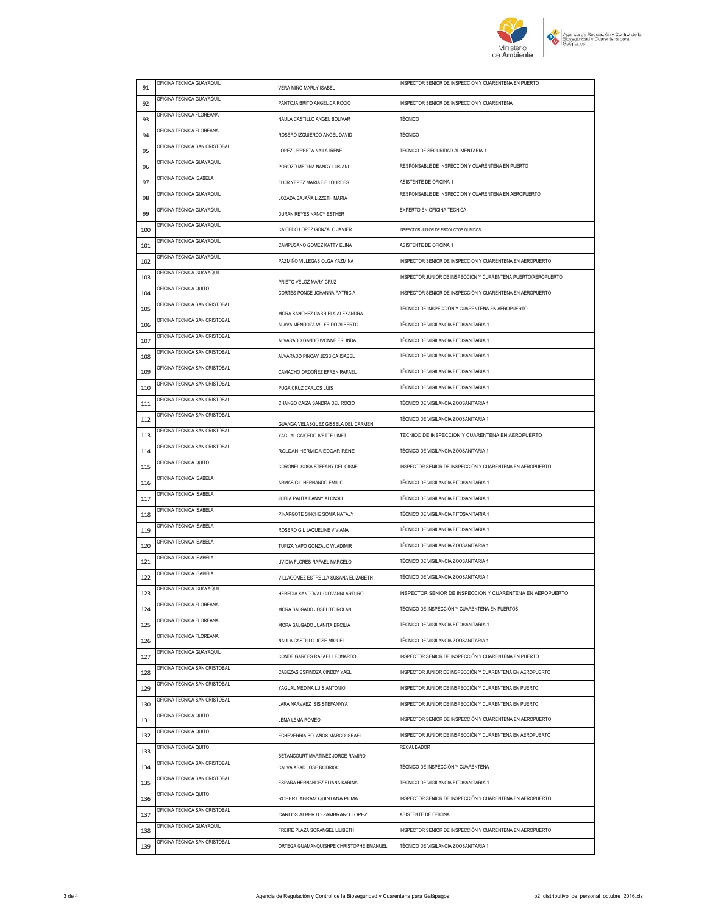| 91 | OFICINA TECNICA GUAYAQUIL | VERA MIÑO MARLY ISABEL | INSPECTOR SENIOR DE INSPECCION Y CUARENTENA EN PUERTO |
|---|---|---|---|
| 92 | OFICINA TECNICA GUAYAQUIL | PANTOJA BRITO ANGELICA ROCIO | INSPECTOR SENIOR DE INSPECCION Y CUARENTENA |
| 93 | OFICINA TECNICA FLOREANA | NAULA CASTILLO ANGEL BOLIVAR | TÉCNICO |
| 94 | OFICINA TECNICA FLOREANA | ROSERO IZQUIERDO ANGEL DAVID | TÉCNICO |
| 95 | OFICINA TECNICA SAN CRISTOBAL | LOPEZ URRESTA NAILA IRENE | TECNICO DE SEGURIDAD ALIMENTARIA 1 |
| 96 | OFICINA TECNICA GUAYAQUIL | POROZO MEDINA NANCY LUS ANI | RESPONSABLE DE INSPECCION Y CUARENTENA EN PUERTO |
| 97 | OFICINA TECNICA ISABELA | FLOR YEPEZ MARIA DE LOURDES | ASISTENTE DE OFICINA 1 |
| 98 | OFICINA TECNICA GUAYAQUIL | LOZADA BAJAÑA LIZZETH MARIA | RESPONSABLE DE INSPECCION Y CUARENTENA EN AEROPUERTO |
| 99 | OFICINA TECNICA GUAYAQUIL | DURAN REYES NANCY ESTHER | EXPERTO EN OFICINA TECNICA |
| 100 | OFICINA TECNICA GUAYAQUIL | CAICEDO LOPEZ GONZALO JAVIER | INSPECTOR JUNIOR DE PRODUCTOS QUIMICOS |
| 101 | OFICINA TECNICA GUAYAQUIL | CAMPUSANO GOMEZ KATTY ELINA | ASISTENTE DE OFICINA 1 |
| 102 | OFICINA TECNICA GUAYAQUIL | PAZMIÑO VILLEGAS OLGA YAZMINA | INSPECTOR SENIOR DE INSPECCION Y CUARENTENA EN AEROPUERTO |
| 103 | OFICINA TECNICA GUAYAQUIL | PRIETO VELOZ MARY CRUZ | INSPECTOR JUNIOR DE INSPECCION Y CUARENTENA PUERTO/AEROPUERTO |
| 104 | OFICINA TECNICA QUITO | CORTES PONCE JOHANNA PATRICIA | INSPECTOR SENIOR DE INSPECCIÓN Y CUARENTENA EN AEROPUERTO |
| 105 | OFICINA TECNICA SAN CRISTOBAL | MORA SANCHEZ GABRIELA ALEXANDRA | TÉCNICO DE INSPECCIÓN Y CUARENTENA EN AEROPUERTO |
| 106 | OFICINA TECNICA SAN CRISTOBAL | ALAVA MENDOZA WILFRIDO ALBERTO | TÉCNICO DE VIGILANCIA FITOSANITARIA 1 |
| 107 | OFICINA TECNICA SAN CRISTOBAL | ALVARADO GANDO IVONNE ERLINDA | TÉCNICO DE VIGILANCIA FITOSANITARIA 1 |
| 108 | OFICINA TECNICA SAN CRISTOBAL | ALVARADO PINCAY JESSICA ISABEL | TÉCNICO DE VIGILANCIA FITOSANITARIA 1 |
| 109 | OFICINA TECNICA SAN CRISTOBAL | CAMACHO ORDOÑEZ EFREN RAFAEL | TÉCNICO DE VIGILANCIA FITOSANITARIA 1 |
| 110 | OFICINA TECNICA SAN CRISTOBAL | PUGA CRUZ CARLOS LUIS | TÉCNICO DE VIGILANCIA FITOSANITARIA 1 |
| 111 | OFICINA TECNICA SAN CRISTOBAL | CHANGO CAIZA SANDRA DEL ROCIO | TÉCNICO DE VIGILANCIA ZOOSANITARIA 1 |
| 112 | OFICINA TECNICA SAN CRISTOBAL | GUANGA VELASQUEZ GISSELA DEL CARMEN | TÉCNICO DE VIGILANCIA ZOOSANITARIA 1 |
| 113 | OFICINA TECNICA SAN CRISTOBAL | YAGUAL CAICEDO IVETTE LINET | TECNICO DE INSPECCION Y CUARENTENA EN AEROPUERTO |
| 114 | OFICINA TECNICA SAN CRISTOBAL | ROLDAN HERMIDA EDGAR RENE | TÉCNICO DE VIGILANCIA ZOOSANITARIA 1 |
| 115 | OFICINA TECNICA QUITO | CORONEL SOSA STEFANY DEL CISNE | INSPECTOR SENIOR DE INSPECCIÓN Y CUARENTENA EN AEROPUERTO |
| 116 | OFICINA TECNICA ISABELA | ARMAS GIL HERNANDO EMILIO | TÉCNICO DE VIGILANCIA FITOSANITARIA 1 |
| 117 | OFICINA TECNICA ISABELA | JUELA PAUTA DANNY ALONSO | TÉCNICO DE VIGILANCIA FITOSANITARIA 1 |
| 118 | OFICINA TECNICA ISABELA | PINARGOTE SINCHE SONIA NATALY | TÉCNICO DE VIGILANCIA FITOSANITARIA 1 |
| 119 | OFICINA TECNICA ISABELA | ROSERO GIL JAQUELINE VIVIANA | TÉCNICO DE VIGILANCIA FITOSANITARIA 1 |
| 120 | OFICINA TECNICA ISABELA | TUPIZA YAPO GONZALO WLADIMIR | TÉCNICO DE VIGILANCIA ZOOSANITARIA 1 |
| 121 | OFICINA TECNICA ISABELA | UVIDIA FLORES RAFAEL MARCELO | TÉCNICO DE VIGILANCIA ZOOSANITARIA 1 |
| 122 | OFICINA TECNICA ISABELA | VILLAGOMEZ ESTRELLA SUSANA ELIZABETH | TÉCNICO DE VIGILANCIA ZOOSANITARIA 1 |
| 123 | OFICINA TECNICA GUAYAQUIL | HEREDIA SANDOVAL GIOVANNI ARTURO | INSPECTOR SENIOR DE INSPECCION Y CUARENTENA EN AEROPUERTO |
| 124 | OFICINA TECNICA FLOREANA | MORA SALGADO JOSELITO ROLAN | TÉCNICO DE INSPECCIÓN Y CUARENTENA EN PUERTOS |
| 125 | OFICINA TECNICA FLOREANA | MORA SALGADO JUANITA ERCILIA | TÉCNICO DE VIGILANCIA FITOSANITARIA 1 |
| 126 | OFICINA TECNICA FLOREANA | NAULA CASTILLO JOSE MIGUEL | TÉCNICO DE VIGILANCIA ZOOSANITARIA 1 |
| 127 | OFICINA TECNICA GUAYAQUIL | CONDE GARCES RAFAEL LEONARDO | INSPECTOR SENIOR DE INSPECCIÓN Y CUARENTENA EN PUERTO |
| 128 | OFICINA TECNICA SAN CRISTOBAL | CABEZAS ESPINOZA CINDDY YAEL | INSPECTOR JUNIOR DE INSPECCIÓN Y CUARENTENA EN AEROPUERTO |
| 129 | OFICINA TECNICA SAN CRISTOBAL | YAGUAL MEDINA LUIS ANTONIO | INSPECTOR JUNIOR DE INSPECCIÓN Y CUARENTENA EN PUERTO |
| 130 | OFICINA TECNICA SAN CRISTOBAL | LARA NARVAEZ ISIS STEFANNYA | INSPECTOR JUNIOR DE INSPECCIÓN Y CUARENTENA EN PUERTO |
| 131 | OFICINA TECNICA QUITO | LEMA LEMA ROMEO | INSPECTOR SENIOR DE INSPECCIÓN Y CUARENTENA EN AEROPUERTO |
| 132 | OFICINA TECNICA QUITO | ECHEVERRIA BOLAÑOS MARCO ISRAEL | INSPECTOR JUNIOR DE INSPECCIÓN Y CUARENTENA EN AEROPUERTO |
| 133 | OFICINA TECNICA QUITO | BETANCOURT MARTINEZ JORGE RAMIRO | RECAUDADOR |
| 134 | OFICINA TECNICA SAN CRISTOBAL | CALVA ABAD JOSE RODRIGO | TÉCNICO DE INSPECCIÓN Y CUARENTENA |
| 135 | OFICINA TECNICA SAN CRISTOBAL | ESPAÑA HERNANDEZ ELIANA KARINA | TECNICO DE VIGILANCIA FITOSANITARIA 1 |
| 136 | OFICINA TECNICA QUITO | ROBERT ABRAM QUINTANA PUMA | INSPECTOR SENIOR DE INSPECCIÓN Y CUARENTENA EN AEROPUERTO |
| 137 | OFICINA TECNICA SAN CRISTOBAL | CARLOS ALBERTO ZAMBRANO LOPEZ | ASISTENTE DE OFICINA |
| 138 | OFICINA TECNICA GUAYAQUIL | FREIRE PLAZA SORANGEL LILIBETH | INSPECTOR SENIOR DE INSPECCIÓN Y CUARENTENA EN AEROPUERTO |
| 139 | OFICINA TECNICA SAN CRISTOBAL | ORTEGA GUAMANQUISHPE CHRISTOPHE EMANUEL | TÉCNICO DE VIGILANCIA ZOOSANITARIA 1 |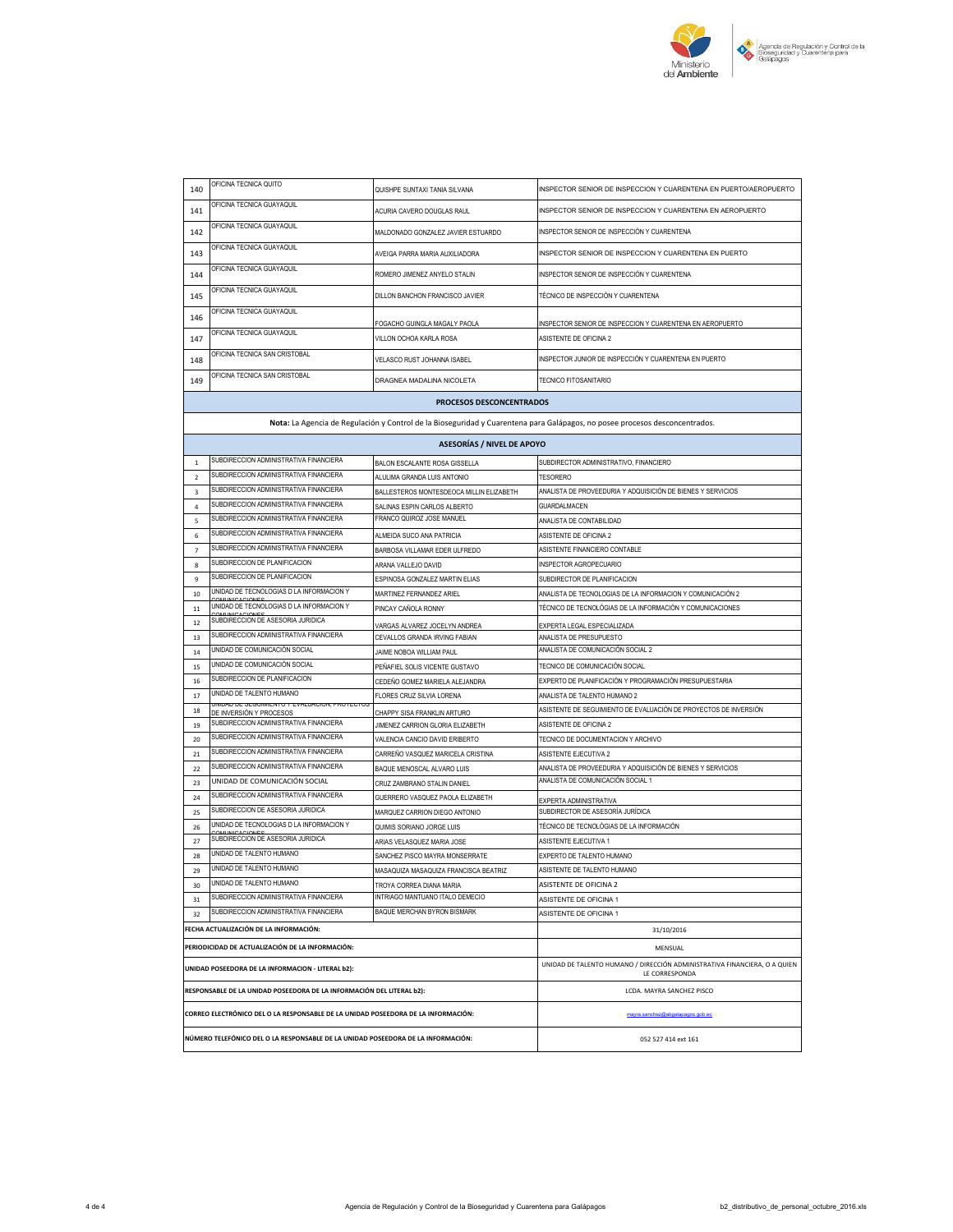| | | | |
|---|---|---|---|
| 140 | OFICINA TECNICA QUITO | QUISHPE SUNTAXI TANIA SILVANA | INSPECTOR SENIOR DE INSPECCION Y CUARENTENA EN PUERTO/AEROPUERTO |
| 141 | OFICINA TECNICA GUAYAQUIL | ACURIA CAVERO DOUGLAS RAUL | INSPECTOR SENIOR DE INSPECCION Y CUARENTENA EN AEROPUERTO |
| 142 | OFICINA TECNICA GUAYAQUIL | MALDONADO GONZALEZ JAVIER ESTUARDO | INSPECTOR SENIOR DE INSPECCIÓN Y CUARENTENA |
| 143 | OFICINA TECNICA GUAYAQUIL | AVEIGA PARRA MARIA AUXILIADORA | INSPECTOR SENIOR DE INSPECCION Y CUARENTENA EN PUERTO |
| 144 | OFICINA TECNICA GUAYAQUIL | ROMERO JIMENEZ ANYELO STALIN | INSPECTOR SENIOR DE INSPECCIÓN Y CUARENTENA |
| 145 | OFICINA TECNICA GUAYAQUIL | DILLON BANCHON FRANCISCO JAVIER | TÉCNICO DE INSPECCIÓN Y CUARENTENA |
| 146 | OFICINA TECNICA GUAYAQUIL | FOGACHO GUINGLA MAGALY PAOLA | INSPECTOR SENIOR DE INSPECCION Y CUARENTENA EN AEROPUERTO |
| 147 | OFICINA TECNICA GUAYAQUIL | VILLON OCHOA KARLA ROSA | ASISTENTE DE OFICINA 2 |
| 148 | OFICINA TECNICA SAN CRISTOBAL | VELASCO RUST JOHANNA ISABEL | INSPECTOR JUNIOR DE INSPECCIÓN Y CUARENTENA EN PUERTO |
| 149 | OFICINA TECNICA SAN CRISTOBAL | DRAGNEA MADALINA NICOLETA | TECNICO FITOSANITARIO |
| **PROCESOS DESCONCENTRADOS** | | | |
| **Nota:** La Agencia de Regulación y Control de la Bioseguridad y Cuarentena para Galápagos, no posee procesos desconcentrados. | | | |
| **ASESORÍAS / NIVEL DE APOYO** | | | |
| 1 | SUBDIRECCION ADMINISTRATIVA FINANCIERA | BALON ESCALANTE ROSA GISSELLA | SUBDIRECTOR ADMINISTRATIVO, FINANCIERO |
| 2 | SUBDIRECCION ADMINISTRATIVA FINANCIERA | ALULIMA GRANDA LUIS ANTONIO | TESORERO |
| 3 | SUBDIRECCION ADMINISTRATIVA FINANCIERA | BALLESTEROS MONTESDEOCA MILLIN ELIZABETH | ANALISTA DE PROVEEDURIA Y ADQUISICIÓN DE BIENES Y SERVICIOS |
| 4 | SUBDIRECCION ADMINISTRATIVA FINANCIERA | SALINAS ESPIN CARLOS ALBERTO | GUARDALMACEN |
| 5 | SUBDIRECCION ADMINISTRATIVA FINANCIERA | FRANCO QUIROZ JOSE MANUEL | ANALISTA DE CONTABILIDAD |
| 6 | SUBDIRECCION ADMINISTRATIVA FINANCIERA | ALMEIDA SUCO ANA PATRICIA | ASISTENTE DE OFICINA 2 |
| 7 | SUBDIRECCION ADMINISTRATIVA FINANCIERA | BARBOSA VILLAMAR EDER ULFREDO | ASISTENTE FINANCIERO CONTABLE |
| 8 | SUBDIRECCION DE PLANIFICACION | ARANA VALLEJO DAVID | INSPECTOR AGROPECUARIO |
| 9 | SUBDIRECCION DE PLANIFICACION | ESPINOSA GONZALEZ MARTIN ELIAS | SUBDIRECTOR DE PLANIFICACION |
| 10 | UNIDAD DE TECNOLOGIAS D LA INFORMACION Y COMUNICACIONES | MARTINEZ FERNANDEZ ARIEL | ANALISTA DE TECNOLOGIAS DE LA INFORMACION Y COMUNICACIÓN 2 |
| 11 | UNIDAD DE TECNOLOGIAS D LA INFORMACION Y COMUNICACIONES | PINCAY CAÑOLA RONNY | TÉCNICO DE TECNOLÓGIAS DE LA INFORMACIÓN Y COMUNICACIONES |
| 12 | SUBDIRECCIÓN DE ASESORIA JURIDICA | VARGAS ALVAREZ JOCELYN ANDREA | EXPERTA LEGAL ESPECIALIZADA |
| 13 | SUBDIRECCION ADMINISTRATIVA FINANCIERA | CEVALLOS GRANDA IRVING FABIAN | ANALISTA DE PRESUPUESTO |
| 14 | UNIDAD DE COMUNICACIÓN SOCIAL | JAIME NOBOA WILLIAM PAUL | ANALISTA DE COMUNICACIÓN SOCIAL 2 |
| 15 | UNIDAD DE COMUNICACIÓN SOCIAL | PEÑAFIEL SOLIS VICENTE GUSTAVO | TECNICO DE COMUNICACIÓN SOCIAL |
| 16 | SUBDIRECCION DE PLANIFICACION | CEDEÑO GOMEZ MARIELA ALEJANDRA | EXPERTO DE PLANIFICACIÓN Y PROGRAMACIÓN PRESUPUESTARIA |
| 17 | UNIDAD DE TALENTO HUMANO | FLORES CRUZ SILVIA LORENA | ANALISTA DE TALENTO HUMANO 2 |
| 18 | UNIDAD DE SEGUIMIENTO Y EVALUACION, PROYECTOS DE INVERSIÓN Y PROCESOS | CHAPPY SISA FRANKLIN ARTURO | ASISTENTE DE SEGUIMIENTO DE EVALUACIÓN DE PROYECTOS DE INVERSIÓN |
| 19 | SUBDIRECCION ADMINISTRATIVA FINANCIERA | JIMENEZ CARRION GLORIA ELIZABETH | ASISTENTE DE OFICINA 2 |
| 20 | SUBDIRECCION ADMINISTRATIVA FINANCIERA | VALENCIA CANCIO DAVID ERIBERTO | TECNICO DE DOCUMENTACION Y ARCHIVO |
| 21 | SUBDIRECCION ADMINISTRATIVA FINANCIERA | CARREÑO VASQUEZ MARICELA CRISTINA | ASISTENTE EJECUTIVA 2 |
| 22 | SUBDIRECCION ADMINISTRATIVA FINANCIERA | BAQUE MENOSCAL ALVARO LUIS | ANALISTA DE PROVEEDURIA Y ADQUISICIÓN DE BIENES Y SERVICIOS |
| 23 | UNIDAD DE COMUNICACIÓN SOCIAL | CRUZ ZAMBRANO STALIN DANIEL | ANALISTA DE COMUNICACIÓN SOCIAL 1 |
| 24 | SUBDIRECCION ADMINISTRATIVA FINANCIERA | GUERRERO VASQUEZ PAOLA ELIZABETH | EXPERTA ADMINISTRATIVA |
| 25 | SUBDIRECCION DE ASESORIA JURIDICA | MARQUEZ CARRION DIEGO ANTONIO | SUBDIRECTOR DE ASESORÍA JURÍDICA |
| 26 | UNIDAD DE TECNOLOGIAS D LA INFORMACION Y COMUNICACIONES | QUIMIS SORIANO JORGE LUIS | TÉCNICO DE TECNOLÓGIAS DE LA INFORMACIÓN |
| 27 | SUBDIRECCIÓN DE ASESORIA JURIDICA | ARIAS VELASQUEZ MARIA JOSE | ASISTENTE EJECUTIVA 1 |
| 28 | UNIDAD DE TALENTO HUMANO | SANCHEZ PISCO MAYRA MONSERRATE | EXPERTO DE TALENTO HUMANO |
| 29 | UNIDAD DE TALENTO HUMANO | MASAQUIZA MASAQUIZA FRANCISCA BEATRIZ | ASISTENTE DE TALENTO HUMANO |
| 30 | UNIDAD DE TALENTO HUMANO | TROYA CORREA DIANA MARIA | ASISTENTE DE OFICINA 2 |
| 31 | SUBDIRECCION ADMINISTRATIVA FINANCIERA | INTRIAGO MANTUANO ITALO DEMECIO | ASISTENTE DE OFICINA 1 |
| 32 | SUBDIRECCION ADMINISTRATIVA FINANCIERA | BAQUE MERCHAN BYRON BISMARK | ASISTENTE DE OFICINA 1 |
| **FECHA ACTUALIZACIÓN DE LA INFORMACIÓN:** | | | 31/10/2016 |
| **PERIODICIDAD DE ACTUALIZACIÓN DE LA INFORMACIÓN:** | | | MENSUAL |
| **UNIDAD POSEEDORA DE LA INFORMACION - LITERAL b2):** | | | UNIDAD DE TALENTO HUMANO / DIRECCIÓN ADMINISTRATIVA FINANCIERA, O A QUIEN LE CORRESPONDA |
| **RESPONSABLE DE LA UNIDAD POSEEDORA DE LA INFORMACIÓN DEL LITERAL b2):** | | | LCDA. MAYRA SANCHEZ PISCO |
| **CORREO ELECTRÓNICO DEL O LA RESPONSABLE DE LA UNIDAD POSEEDORA DE LA INFORMACIÓN:** | | | mayra.sanchez@abgalapagos.gob.ec |
| **NÚMERO TELEFÓNICO DEL O LA RESPONSABLE DE LA UNIDAD POSEEDORA DE LA INFORMACIÓN:** | | | 052 527 414 ext 161 |